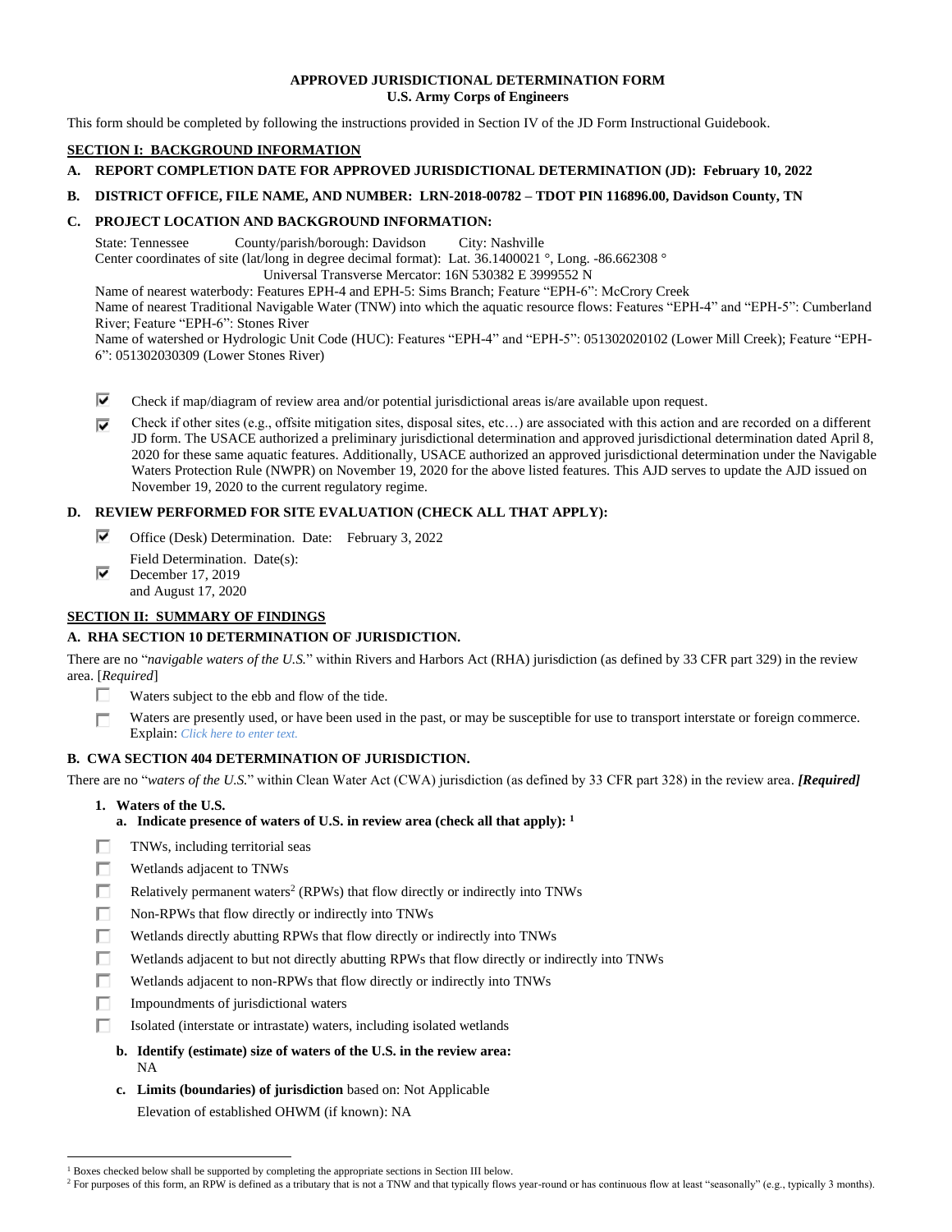**APPROVED JURISDICTIONAL DETERMINATION FORM**
**U.S. Army Corps of Engineers**

This form should be completed by following the instructions provided in Section IV of the JD Form Instructional Guidebook.

## SECTION I: BACKGROUND INFORMATION

**A. REPORT COMPLETION DATE FOR APPROVED JURISDICTIONAL DETERMINATION (JD): February 10, 2022**

**B. DISTRICT OFFICE, FILE NAME, AND NUMBER: LRN-2018-00782 – TDOT PIN 116896.00, Davidson County, TN**

**C. PROJECT LOCATION AND BACKGROUND INFORMATION:**

State: Tennessee County/parish/borough: Davidson City: Nashville
Center coordinates of site (lat/long in degree decimal format): Lat. 36.1400021 °, Long. -86.662308 °
Universal Transverse Mercator: 16N 530382 E 3999552 N
Name of nearest waterbody: Features EPH-4 and EPH-5: Sims Branch; Feature "EPH-6": McCrory Creek
Name of nearest Traditional Navigable Water (TNW) into which the aquatic resource flows: Features "EPH-4" and "EPH-5": Cumberland River; Feature "EPH-6": Stones River
Name of watershed or Hydrologic Unit Code (HUC): Features "EPH-4" and "EPH-5": 051302020102 (Lower Mill Creek); Feature "EPH-6": 051302030309 (Lower Stones River)

- [x] Check if map/diagram of review area and/or potential jurisdictional areas is/are available upon request.
- [x] Check if other sites (e.g., offsite mitigation sites, disposal sites, etc…) are associated with this action and are recorded on a different JD form. The USACE authorized a preliminary jurisdictional determination and approved jurisdictional determination dated April 8, 2020 for these same aquatic features. Additionally, USACE authorized an approved jurisdictional determination under the Navigable Waters Protection Rule (NWPR) on November 19, 2020 for the above listed features. This AJD serves to update the AJD issued on November 19, 2020 to the current regulatory regime.

**D. REVIEW PERFORMED FOR SITE EVALUATION (CHECK ALL THAT APPLY):**

- [x] Office (Desk) Determination. Date: February 3, 2022
- [x] Field Determination. Date(s): December 17, 2019 and August 17, 2020

## SECTION II: SUMMARY OF FINDINGS

### A. RHA SECTION 10 DETERMINATION OF JURISDICTION.

There are no "*navigable waters of the U.S.*" within Rivers and Harbors Act (RHA) jurisdiction (as defined by 33 CFR part 329) in the review area. [*Required*]

- [ ] Waters subject to the ebb and flow of the tide.
- [ ] Waters are presently used, or have been used in the past, or may be susceptible for use to transport interstate or foreign commerce. Explain: *Click here to enter text.*

### B. CWA SECTION 404 DETERMINATION OF JURISDICTION.

There are no "*waters of the U.S.*" within Clean Water Act (CWA) jurisdiction (as defined by 33 CFR part 328) in the review area. ***[Required]***

**1. Waters of the U.S.**

**a. Indicate presence of waters of U.S. in review area (check all that apply): [1]**

- [ ] TNWs, including territorial seas
- [ ] Wetlands adjacent to TNWs
- [ ] Relatively permanent waters[2] (RPWs) that flow directly or indirectly into TNWs
- [ ] Non-RPWs that flow directly or indirectly into TNWs
- [ ] Wetlands directly abutting RPWs that flow directly or indirectly into TNWs
- [ ] Wetlands adjacent to but not directly abutting RPWs that flow directly or indirectly into TNWs
- [ ] Wetlands adjacent to non-RPWs that flow directly or indirectly into TNWs
- [ ] Impoundments of jurisdictional waters
- [ ] Isolated (interstate or intrastate) waters, including isolated wetlands

**b. Identify (estimate) size of waters of the U.S. in the review area:**
NA

**c. Limits (boundaries) of jurisdiction** based on: Not Applicable
Elevation of established OHWM (if known): NA

---

[1] Boxes checked below shall be supported by completing the appropriate sections in Section III below.
[2] For purposes of this form, an RPW is defined as a tributary that is not a TNW and that typically flows year-round or has continuous flow at least "seasonally" (e.g., typically 3 months).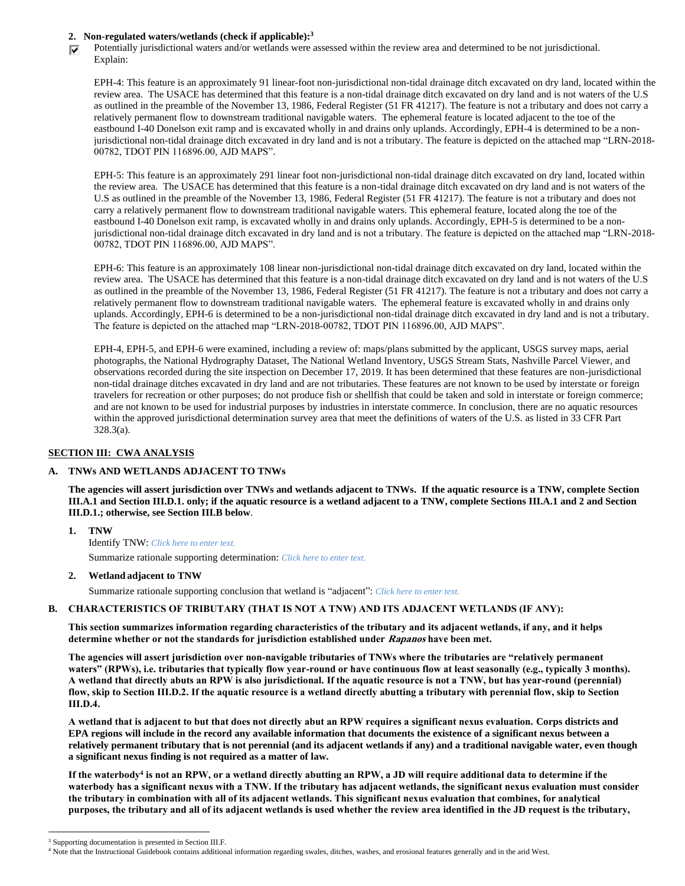**2. Non-regulated waters/wetlands (check if applicable):**[3]

☑ Potentially jurisdictional waters and/or wetlands were assessed within the review area and determined to be not jurisdictional. Explain:

EPH-4: This feature is an approximately 91 linear-foot non-jurisdictional non-tidal drainage ditch excavated on dry land, located within the review area. The USACE has determined that this feature is a non-tidal drainage ditch excavated on dry land and is not waters of the U.S as outlined in the preamble of the November 13, 1986, Federal Register (51 FR 41217). The feature is not a tributary and does not carry a relatively permanent flow to downstream traditional navigable waters. The ephemeral feature is located adjacent to the toe of the eastbound I-40 Donelson exit ramp and is excavated wholly in and drains only uplands. Accordingly, EPH-4 is determined to be a non-jurisdictional non-tidal drainage ditch excavated in dry land and is not a tributary. The feature is depicted on the attached map "LRN-2018-00782, TDOT PIN 116896.00, AJD MAPS".

EPH-5: This feature is an approximately 291 linear foot non-jurisdictional non-tidal drainage ditch excavated on dry land, located within the review area. The USACE has determined that this feature is a non-tidal drainage ditch excavated on dry land and is not waters of the U.S as outlined in the preamble of the November 13, 1986, Federal Register (51 FR 41217). The feature is not a tributary and does not carry a relatively permanent flow to downstream traditional navigable waters. This ephemeral feature, located along the toe of the eastbound I-40 Donelson exit ramp, is excavated wholly in and drains only uplands. Accordingly, EPH-5 is determined to be a non-jurisdictional non-tidal drainage ditch excavated in dry land and is not a tributary. The feature is depicted on the attached map "LRN-2018-00782, TDOT PIN 116896.00, AJD MAPS".

EPH-6: This feature is an approximately 108 linear non-jurisdictional non-tidal drainage ditch excavated on dry land, located within the review area. The USACE has determined that this feature is a non-tidal drainage ditch excavated on dry land and is not waters of the U.S as outlined in the preamble of the November 13, 1986, Federal Register (51 FR 41217). The feature is not a tributary and does not carry a relatively permanent flow to downstream traditional navigable waters. The ephemeral feature is excavated wholly in and drains only uplands. Accordingly, EPH-6 is determined to be a non-jurisdictional non-tidal drainage ditch excavated in dry land and is not a tributary. The feature is depicted on the attached map "LRN-2018-00782, TDOT PIN 116896.00, AJD MAPS".

EPH-4, EPH-5, and EPH-6 were examined, including a review of: maps/plans submitted by the applicant, USGS survey maps, aerial photographs, the National Hydrography Dataset, The National Wetland Inventory, USGS Stream Stats, Nashville Parcel Viewer, and observations recorded during the site inspection on December 17, 2019. It has been determined that these features are non-jurisdictional non-tidal drainage ditches excavated in dry land and are not tributaries. These features are not known to be used by interstate or foreign travelers for recreation or other purposes; do not produce fish or shellfish that could be taken and sold in interstate or foreign commerce; and are not known to be used for industrial purposes by industries in interstate commerce. In conclusion, there are no aquatic resources within the approved jurisdictional determination survey area that meet the definitions of waters of the U.S. as listed in 33 CFR Part 328.3(a).

## SECTION III: CWA ANALYSIS

### A. TNWs AND WETLANDS ADJACENT TO TNWs

**The agencies will assert jurisdiction over TNWs and wetlands adjacent to TNWs. If the aquatic resource is a TNW, complete Section III.A.1 and Section III.D.1. only; if the aquatic resource is a wetland adjacent to a TNW, complete Sections III.A.1 and 2 and Section III.D.1.; otherwise, see Section III.B below.**

**1. TNW**

Identify TNW: *Click here to enter text.*

Summarize rationale supporting determination: *Click here to enter text.*

**2. Wetland adjacent to TNW**

Summarize rationale supporting conclusion that wetland is "adjacent": *Click here to enter text.*

### B. CHARACTERISTICS OF TRIBUTARY (THAT IS NOT A TNW) AND ITS ADJACENT WETLANDS (IF ANY):

**This section summarizes information regarding characteristics of the tributary and its adjacent wetlands, if any, and it helps determine whether or not the standards for jurisdiction established under *Rapanos* have been met.**

**The agencies will assert jurisdiction over non-navigable tributaries of TNWs where the tributaries are "relatively permanent waters" (RPWs), i.e. tributaries that typically flow year-round or have continuous flow at least seasonally (e.g., typically 3 months). A wetland that directly abuts an RPW is also jurisdictional. If the aquatic resource is not a TNW, but has year-round (perennial) flow, skip to Section III.D.2. If the aquatic resource is a wetland directly abutting a tributary with perennial flow, skip to Section III.D.4.**

**A wetland that is adjacent to but that does not directly abut an RPW requires a significant nexus evaluation. Corps districts and EPA regions will include in the record any available information that documents the existence of a significant nexus between a relatively permanent tributary that is not perennial (and its adjacent wetlands if any) and a traditional navigable water, even though a significant nexus finding is not required as a matter of law.**

**If the waterbody[4] is not an RPW, or a wetland directly abutting an RPW, a JD will require additional data to determine if the waterbody has a significant nexus with a TNW. If the tributary has adjacent wetlands, the significant nexus evaluation must consider the tributary in combination with all of its adjacent wetlands. This significant nexus evaluation that combines, for analytical purposes, the tributary and all of its adjacent wetlands is used whether the review area identified in the JD request is the tributary,**

---

[3] Supporting documentation is presented in Section III.F.

[4] Note that the Instructional Guidebook contains additional information regarding swales, ditches, washes, and erosional features generally and in the arid West.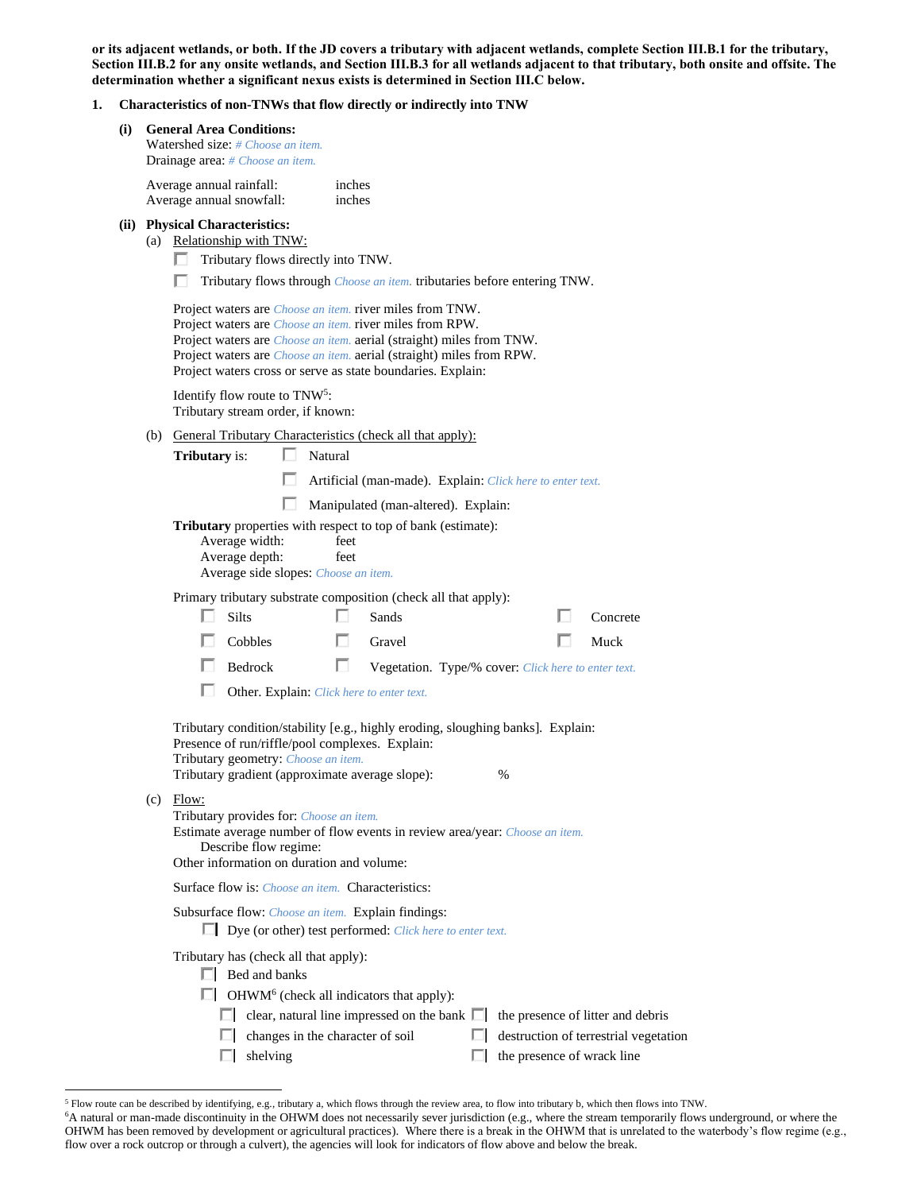**or its adjacent wetlands, or both. If the JD covers a tributary with adjacent wetlands, complete Section III.B.1 for the tributary, Section III.B.2 for any onsite wetlands, and Section III.B.3 for all wetlands adjacent to that tributary, both onsite and offsite. The determination whether a significant nexus exists is determined in Section III.C below.**

**1. Characteristics of non-TNWs that flow directly or indirectly into TNW**

**(i) General Area Conditions:**

Watershed size: *# Choose an item.*
Drainage area: *# Choose an item.*

Average annual rainfall: inches
Average annual snowfall: inches

**(ii) Physical Characteristics:**

(a) Relationship with TNW:

☐ Tributary flows directly into TNW.

☐ Tributary flows through *Choose an item.* tributaries before entering TNW.

Project waters are *Choose an item.* river miles from TNW.
Project waters are *Choose an item.* river miles from RPW.
Project waters are *Choose an item.* aerial (straight) miles from TNW.
Project waters are *Choose an item.* aerial (straight) miles from RPW.
Project waters cross or serve as state boundaries. Explain:

Identify flow route to TNW[5]:
Tributary stream order, if known:

(b) General Tributary Characteristics (check all that apply):

**Tributary** is: ☐ Natural

☐ Artificial (man-made). Explain: *Click here to enter text.*

☐ Manipulated (man-altered). Explain:

**Tributary** properties with respect to top of bank (estimate):
Average width: feet
Average depth: feet
Average side slopes: *Choose an item.*

Primary tributary substrate composition (check all that apply):

☐ Silts ☐ Sands ☐ Concrete
☐ Cobbles ☐ Gravel ☐ Muck
☐ Bedrock ☐ Vegetation. Type/% cover: *Click here to enter text.*
☐ Other. Explain: *Click here to enter text.*

Tributary condition/stability [e.g., highly eroding, sloughing banks]. Explain:
Presence of run/riffle/pool complexes. Explain:
Tributary geometry: *Choose an item.*
Tributary gradient (approximate average slope): %

(c) Flow:

Tributary provides for: *Choose an item.*
Estimate average number of flow events in review area/year: *Choose an item.*
Describe flow regime:
Other information on duration and volume:

Surface flow is: *Choose an item.* Characteristics:

Subsurface flow: *Choose an item.* Explain findings:
☐ Dye (or other) test performed: *Click here to enter text.*

Tributary has (check all that apply):
☐ Bed and banks
☐ OHWM[6] (check all indicators that apply):
☐ clear, natural line impressed on the bank ☐ the presence of litter and debris
☐ changes in the character of soil ☐ destruction of terrestrial vegetation
☐ shelving ☐ the presence of wrack line

---

[5] Flow route can be described by identifying, e.g., tributary a, which flows through the review area, to flow into tributary b, which then flows into TNW.

[6] A natural or man-made discontinuity in the OHWM does not necessarily sever jurisdiction (e.g., where the stream temporarily flows underground, or where the OHWM has been removed by development or agricultural practices). Where there is a break in the OHWM that is unrelated to the waterbody's flow regime (e.g., flow over a rock outcrop or through a culvert), the agencies will look for indicators of flow above and below the break.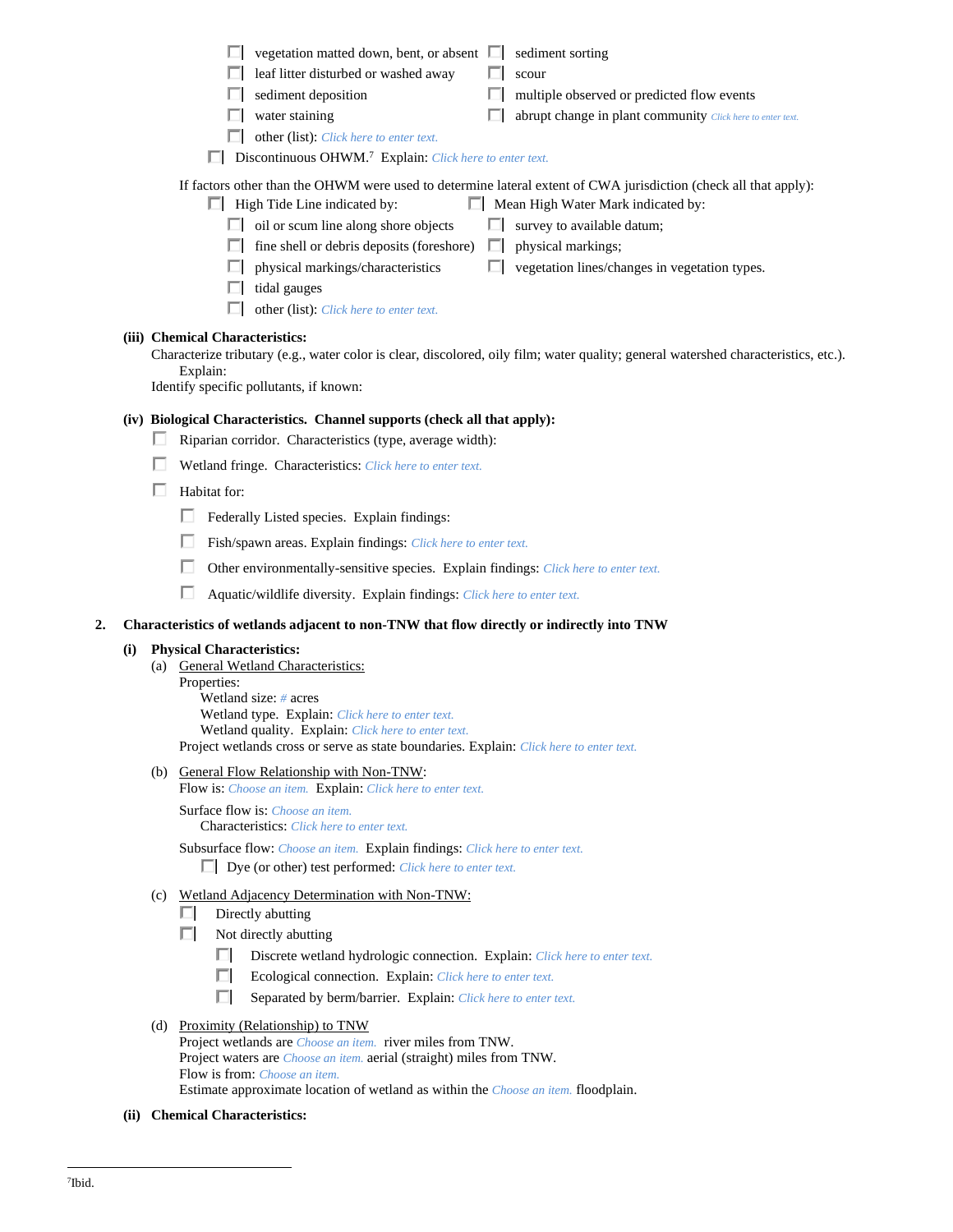- ☐ vegetation matted down, bent, or absent
- ☐ leaf litter disturbed or washed away
- ☐ sediment deposition
- ☐ water staining
- ☐ other (list): *Click here to enter text.*
- ☐ sediment sorting
- ☐ scour
- ☐ multiple observed or predicted flow events
- ☐ abrupt change in plant community *Click here to enter text.*

☐ Discontinuous OHWM.[7] Explain: *Click here to enter text.*

If factors other than the OHWM were used to determine lateral extent of CWA jurisdiction (check all that apply):

☐ High Tide Line indicated by:
- ☐ oil or scum line along shore objects
- ☐ fine shell or debris deposits (foreshore)
- ☐ physical markings/characteristics
- ☐ tidal gauges
- ☐ other (list): *Click here to enter text.*

☐ Mean High Water Mark indicated by:
- ☐ survey to available datum;
- ☐ physical markings;
- ☐ vegetation lines/changes in vegetation types.

**(iii) Chemical Characteristics:**

Characterize tributary (e.g., water color is clear, discolored, oily film; water quality; general watershed characteristics, etc.).
Explain:
Identify specific pollutants, if known:

**(iv) Biological Characteristics. Channel supports (check all that apply):**

- ☐ Riparian corridor. Characteristics (type, average width):
- ☐ Wetland fringe. Characteristics: *Click here to enter text.*
- ☐ Habitat for:
  - ☐ Federally Listed species. Explain findings:
  - ☐ Fish/spawn areas. Explain findings: *Click here to enter text.*
  - ☐ Other environmentally-sensitive species. Explain findings: *Click here to enter text.*
  - ☐ Aquatic/wildlife diversity. Explain findings: *Click here to enter text.*

**2. Characteristics of wetlands adjacent to non-TNW that flow directly or indirectly into TNW**

**(i) Physical Characteristics:**

(a) General Wetland Characteristics:

Properties:
Wetland size: *#* acres
Wetland type. Explain: *Click here to enter text.*
Wetland quality. Explain: *Click here to enter text.*
Project wetlands cross or serve as state boundaries. Explain: *Click here to enter text.*

(b) General Flow Relationship with Non-TNW:

Flow is: *Choose an item.* Explain: *Click here to enter text.*

Surface flow is: *Choose an item.*
Characteristics: *Click here to enter text.*

Subsurface flow: *Choose an item.* Explain findings: *Click here to enter text.*
☐ Dye (or other) test performed: *Click here to enter text.*

(c) Wetland Adjacency Determination with Non-TNW:

- ☐ Directly abutting
- ☐ Not directly abutting
  - ☐ Discrete wetland hydrologic connection. Explain: *Click here to enter text.*
  - ☐ Ecological connection. Explain: *Click here to enter text.*
  - ☐ Separated by berm/barrier. Explain: *Click here to enter text.*

(d) Proximity (Relationship) to TNW

Project wetlands are *Choose an item.* river miles from TNW.
Project waters are *Choose an item.* aerial (straight) miles from TNW.
Flow is from: *Choose an item.*
Estimate approximate location of wetland as within the *Choose an item.* floodplain.

**(ii) Chemical Characteristics:**

[7] Ibid.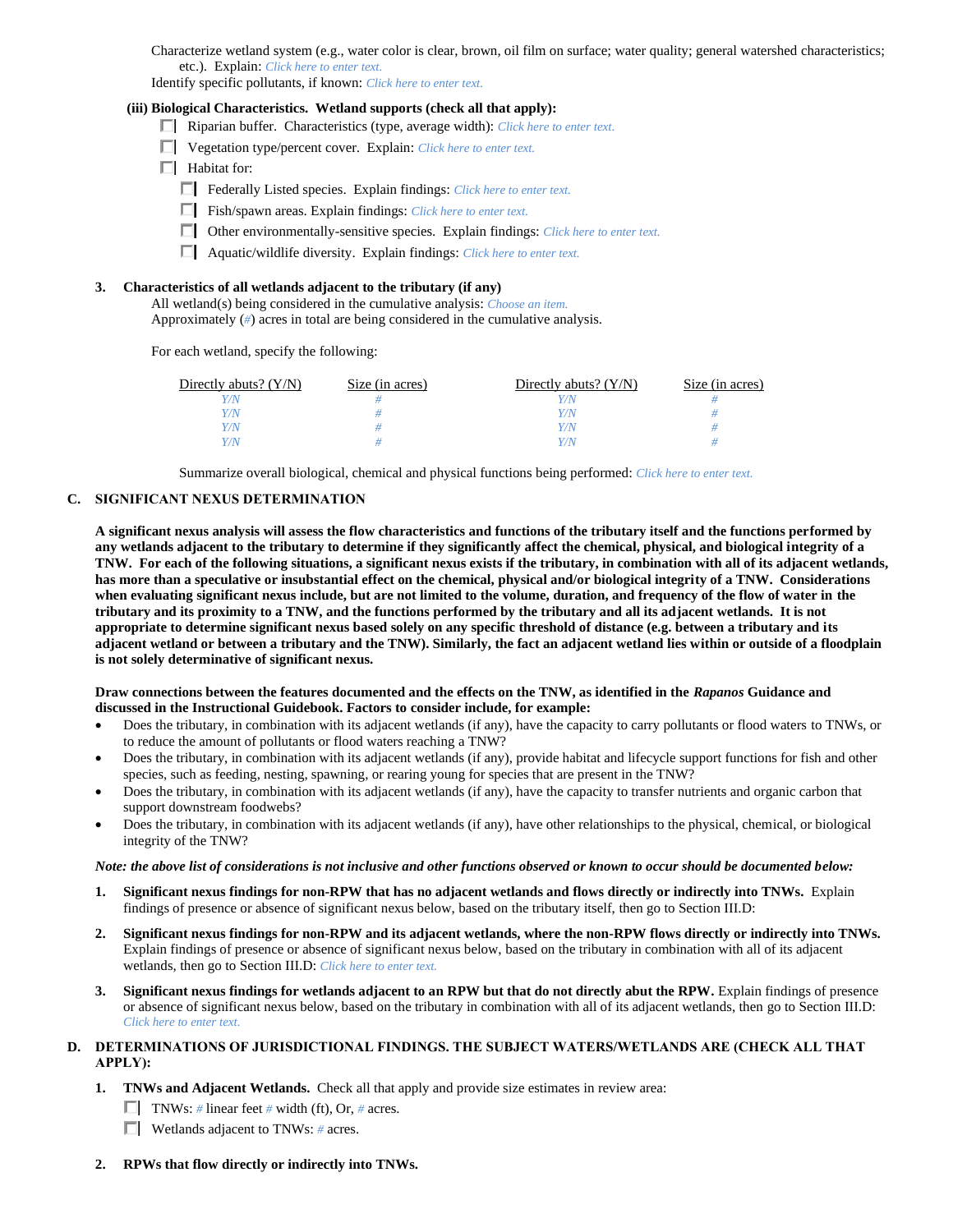Characterize wetland system (e.g., water color is clear, brown, oil film on surface; water quality; general watershed characteristics; etc.). Explain: *Click here to enter text.*

Identify specific pollutants, if known: *Click here to enter text.*

**(iii) Biological Characteristics. Wetland supports (check all that apply):**

- ☐ Riparian buffer. Characteristics (type, average width): *Click here to enter text.*
- ☐ Vegetation type/percent cover. Explain: *Click here to enter text.*
- ☐ Habitat for:
  - ☐ Federally Listed species. Explain findings: *Click here to enter text.*
  - ☐ Fish/spawn areas. Explain findings: *Click here to enter text.*
  - ☐ Other environmentally-sensitive species. Explain findings: *Click here to enter text.*
  - ☐ Aquatic/wildlife diversity. Explain findings: *Click here to enter text.*

**3. Characteristics of all wetlands adjacent to the tributary (if any)**

All wetland(s) being considered in the cumulative analysis: *Choose an item.*

Approximately (#) acres in total are being considered in the cumulative analysis.

For each wetland, specify the following:

| Directly abuts? (Y/N) | Size (in acres) | Directly abuts? (Y/N) | Size (in acres) |
|---|---|---|---|
| Y/N | # | Y/N | # |
| Y/N | # | Y/N | # |
| Y/N | # | Y/N | # |
| Y/N | # | Y/N | # |

Summarize overall biological, chemical and physical functions being performed: *Click here to enter text.*

## C. SIGNIFICANT NEXUS DETERMINATION

**A significant nexus analysis will assess the flow characteristics and functions of the tributary itself and the functions performed by any wetlands adjacent to the tributary to determine if they significantly affect the chemical, physical, and biological integrity of a TNW. For each of the following situations, a significant nexus exists if the tributary, in combination with all of its adjacent wetlands, has more than a speculative or insubstantial effect on the chemical, physical and/or biological integrity of a TNW. Considerations when evaluating significant nexus include, but are not limited to the volume, duration, and frequency of the flow of water in the tributary and its proximity to a TNW, and the functions performed by the tributary and all its adjacent wetlands. It is not appropriate to determine significant nexus based solely on any specific threshold of distance (e.g. between a tributary and its adjacent wetland or between a tributary and the TNW). Similarly, the fact an adjacent wetland lies within or outside of a floodplain is not solely determinative of significant nexus.**

**Draw connections between the features documented and the effects on the TNW, as identified in the *Rapanos* Guidance and discussed in the Instructional Guidebook. Factors to consider include, for example:**

- Does the tributary, in combination with its adjacent wetlands (if any), have the capacity to carry pollutants or flood waters to TNWs, or to reduce the amount of pollutants or flood waters reaching a TNW?
- Does the tributary, in combination with its adjacent wetlands (if any), provide habitat and lifecycle support functions for fish and other species, such as feeding, nesting, spawning, or rearing young for species that are present in the TNW?
- Does the tributary, in combination with its adjacent wetlands (if any), have the capacity to transfer nutrients and organic carbon that support downstream foodwebs?
- Does the tributary, in combination with its adjacent wetlands (if any), have other relationships to the physical, chemical, or biological integrity of the TNW?

***Note: the above list of considerations is not inclusive and other functions observed or known to occur should be documented below:***

1. **Significant nexus findings for non-RPW that has no adjacent wetlands and flows directly or indirectly into TNWs.** Explain findings of presence or absence of significant nexus below, based on the tributary itself, then go to Section III.D:

2. **Significant nexus findings for non-RPW and its adjacent wetlands, where the non-RPW flows directly or indirectly into TNWs.** Explain findings of presence or absence of significant nexus below, based on the tributary in combination with all of its adjacent wetlands, then go to Section III.D: *Click here to enter text.*

3. **Significant nexus findings for wetlands adjacent to an RPW but that do not directly abut the RPW.** Explain findings of presence or absence of significant nexus below, based on the tributary in combination with all of its adjacent wetlands, then go to Section III.D: *Click here to enter text.*

## D. DETERMINATIONS OF JURISDICTIONAL FINDINGS. THE SUBJECT WATERS/WETLANDS ARE (CHECK ALL THAT APPLY):

1. **TNWs and Adjacent Wetlands.** Check all that apply and provide size estimates in review area:
   - ☐ TNWs: # linear feet # width (ft), Or, # acres.
   - ☐ Wetlands adjacent to TNWs: # acres.

2. **RPWs that flow directly or indirectly into TNWs.**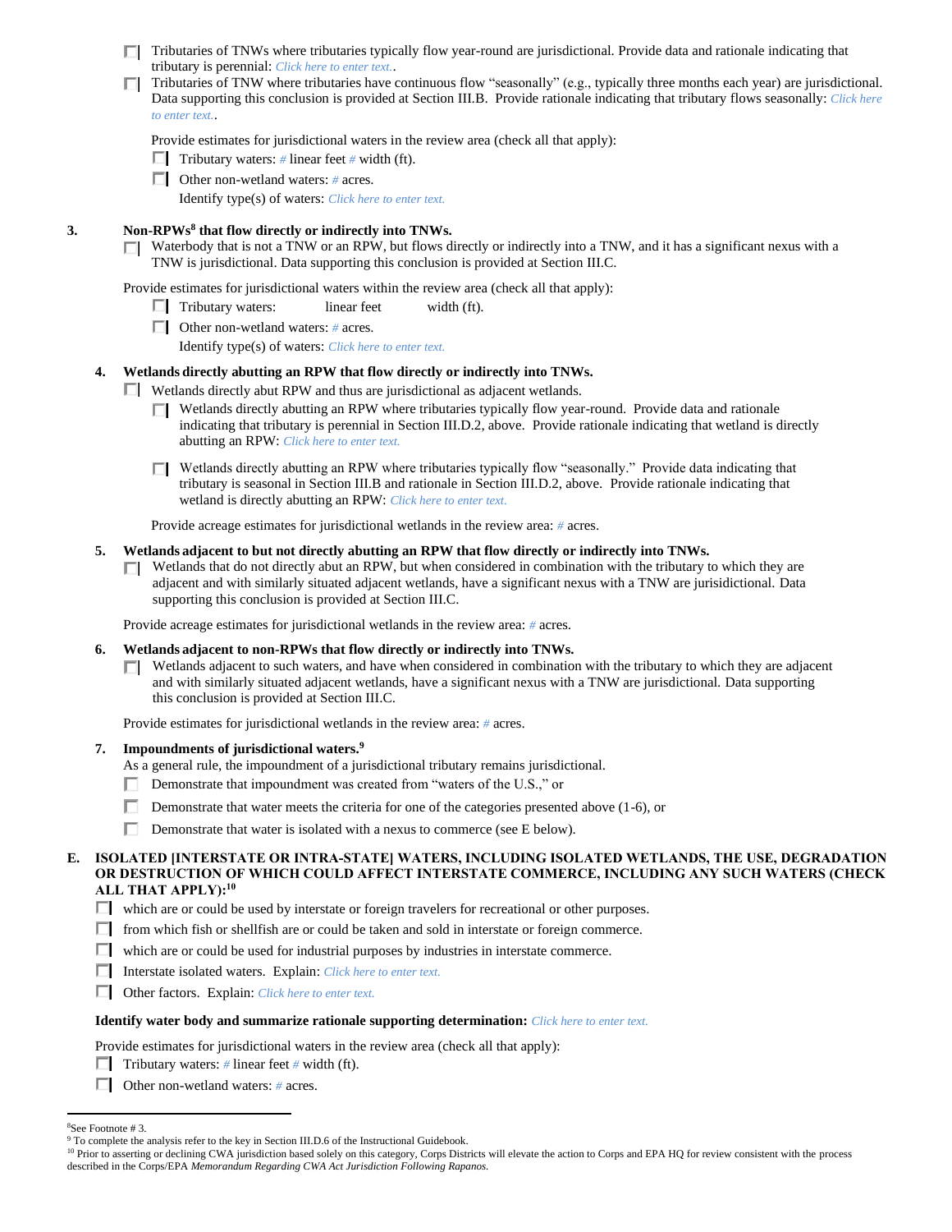- ☐ Tributaries of TNWs where tributaries typically flow year-round are jurisdictional. Provide data and rationale indicating that tributary is perennial: *Click here to enter text.*.
- ☐ Tributaries of TNW where tributaries have continuous flow "seasonally" (e.g., typically three months each year) are jurisdictional. Data supporting this conclusion is provided at Section III.B. Provide rationale indicating that tributary flows seasonally: *Click here to enter text.*.

  Provide estimates for jurisdictional waters in the review area (check all that apply):
  - ☐ Tributary waters: # linear feet # width (ft).
  - ☐ Other non-wetland waters: # acres.

    Identify type(s) of waters: *Click here to enter text.*

**3. Non-RPWs[8] that flow directly or indirectly into TNWs.**

- ☐ Waterbody that is not a TNW or an RPW, but flows directly or indirectly into a TNW, and it has a significant nexus with a TNW is jurisdictional. Data supporting this conclusion is provided at Section III.C.

Provide estimates for jurisdictional waters within the review area (check all that apply):
- ☐ Tributary waters: linear feet width (ft).
- ☐ Other non-wetland waters: # acres.

  Identify type(s) of waters: *Click here to enter text.*

**4. Wetlands directly abutting an RPW that flow directly or indirectly into TNWs.**

- ☐ Wetlands directly abut RPW and thus are jurisdictional as adjacent wetlands.
  - ☐ Wetlands directly abutting an RPW where tributaries typically flow year-round. Provide data and rationale indicating that tributary is perennial in Section III.D.2, above. Provide rationale indicating that wetland is directly abutting an RPW: *Click here to enter text.*
  - ☐ Wetlands directly abutting an RPW where tributaries typically flow "seasonally." Provide data indicating that tributary is seasonal in Section III.B and rationale in Section III.D.2, above. Provide rationale indicating that wetland is directly abutting an RPW: *Click here to enter text.*

  Provide acreage estimates for jurisdictional wetlands in the review area: # acres.

**5. Wetlands adjacent to but not directly abutting an RPW that flow directly or indirectly into TNWs.**

- ☐ Wetlands that do not directly abut an RPW, but when considered in combination with the tributary to which they are adjacent and with similarly situated adjacent wetlands, have a significant nexus with a TNW are jurisidictional. Data supporting this conclusion is provided at Section III.C.

Provide acreage estimates for jurisdictional wetlands in the review area: # acres.

**6. Wetlands adjacent to non-RPWs that flow directly or indirectly into TNWs.**

- ☐ Wetlands adjacent to such waters, and have when considered in combination with the tributary to which they are adjacent and with similarly situated adjacent wetlands, have a significant nexus with a TNW are jurisdictional. Data supporting this conclusion is provided at Section III.C.

Provide estimates for jurisdictional wetlands in the review area: # acres.

**7. Impoundments of jurisdictional waters.[9]**

As a general rule, the impoundment of a jurisdictional tributary remains jurisdictional.
- ☐ Demonstrate that impoundment was created from "waters of the U.S.," or
- ☐ Demonstrate that water meets the criteria for one of the categories presented above (1-6), or
- ☐ Demonstrate that water is isolated with a nexus to commerce (see E below).

**E. ISOLATED [INTERSTATE OR INTRA-STATE] WATERS, INCLUDING ISOLATED WETLANDS, THE USE, DEGRADATION OR DESTRUCTION OF WHICH COULD AFFECT INTERSTATE COMMERCE, INCLUDING ANY SUCH WATERS (CHECK ALL THAT APPLY):[10]**

- ☐ which are or could be used by interstate or foreign travelers for recreational or other purposes.
- ☐ from which fish or shellfish are or could be taken and sold in interstate or foreign commerce.
- ☐ which are or could be used for industrial purposes by industries in interstate commerce.
- ☐ Interstate isolated waters. Explain: *Click here to enter text.*
- ☐ Other factors. Explain: *Click here to enter text.*

**Identify water body and summarize rationale supporting determination:** *Click here to enter text.*

Provide estimates for jurisdictional waters in the review area (check all that apply):
- ☐ Tributary waters: # linear feet # width (ft).
- ☐ Other non-wetland waters: # acres.

---

[8]See Footnote # 3.

[9] To complete the analysis refer to the key in Section III.D.6 of the Instructional Guidebook.

[10] Prior to asserting or declining CWA jurisdiction based solely on this category, Corps Districts will elevate the action to Corps and EPA HQ for review consistent with the process described in the Corps/EPA *Memorandum Regarding CWA Act Jurisdiction Following Rapanos.*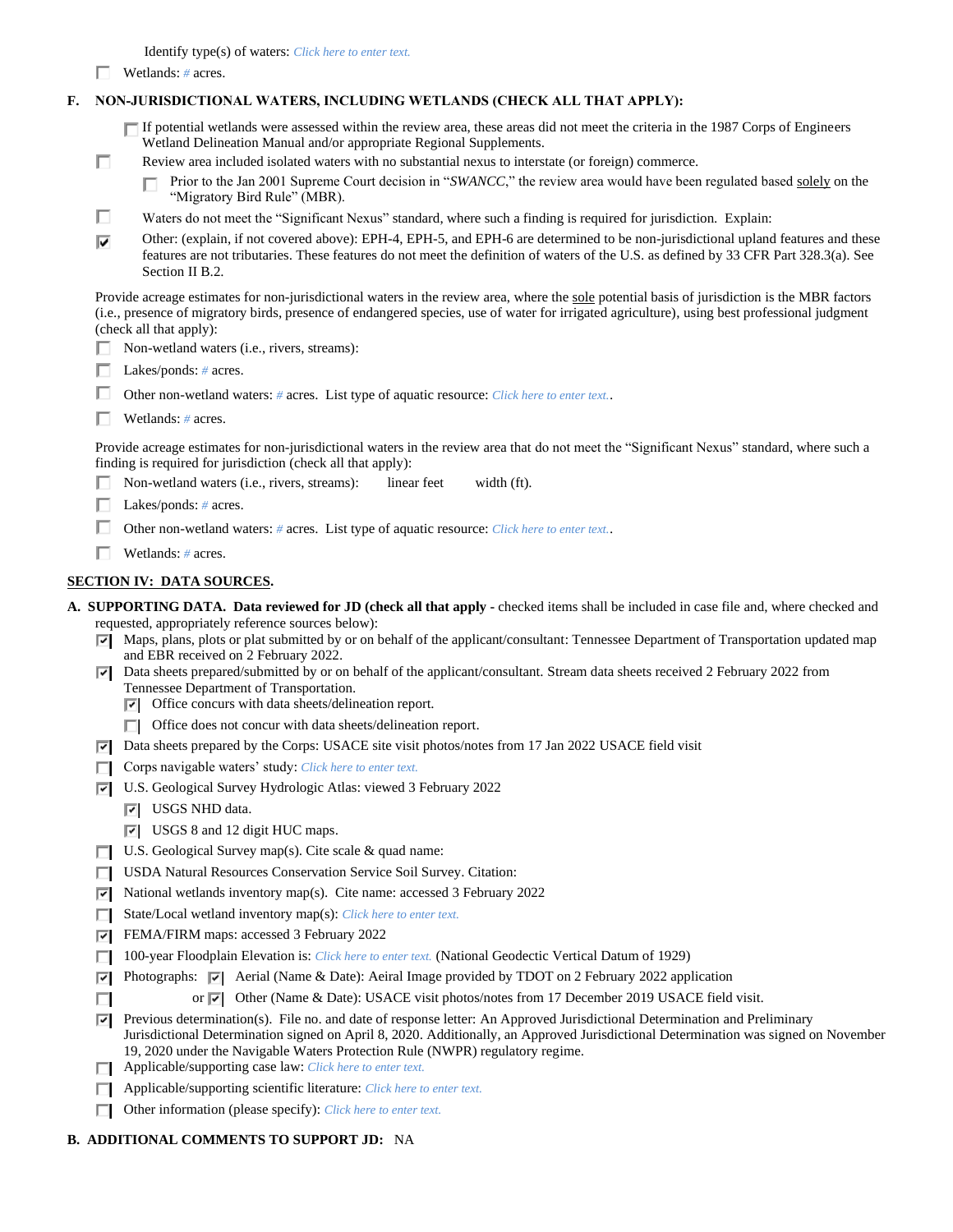Identify type(s) of waters: *Click here to enter text.*

- [ ] Wetlands: # acres.

**F. NON-JURISDICTIONAL WATERS, INCLUDING WETLANDS (CHECK ALL THAT APPLY):**

- [ ] If potential wetlands were assessed within the review area, these areas did not meet the criteria in the 1987 Corps of Engineers Wetland Delineation Manual and/or appropriate Regional Supplements.
- [ ] Review area included isolated waters with no substantial nexus to interstate (or foreign) commerce.
  - [ ] Prior to the Jan 2001 Supreme Court decision in "*SWANCC*," the review area would have been regulated based solely on the "Migratory Bird Rule" (MBR).
- [ ] Waters do not meet the "Significant Nexus" standard, where such a finding is required for jurisdiction. Explain:
- [x] Other: (explain, if not covered above): EPH-4, EPH-5, and EPH-6 are determined to be non-jurisdictional upland features and these features are not tributaries. These features do not meet the definition of waters of the U.S. as defined by 33 CFR Part 328.3(a). See Section II B.2.

Provide acreage estimates for non-jurisdictional waters in the review area, where the sole potential basis of jurisdiction is the MBR factors (i.e., presence of migratory birds, presence of endangered species, use of water for irrigated agriculture), using best professional judgment (check all that apply):

- [ ] Non-wetland waters (i.e., rivers, streams):
- [ ] Lakes/ponds: # acres.
- [ ] Other non-wetland waters: # acres. List type of aquatic resource: *Click here to enter text.*.
- [ ] Wetlands: # acres.

Provide acreage estimates for non-jurisdictional waters in the review area that do not meet the "Significant Nexus" standard, where such a finding is required for jurisdiction (check all that apply):

- [ ] Non-wetland waters (i.e., rivers, streams): linear feet width (ft).
- [ ] Lakes/ponds: # acres.
- [ ] Other non-wetland waters: # acres. List type of aquatic resource: *Click here to enter text.*.
- [ ] Wetlands: # acres.

## SECTION IV: DATA SOURCES.

**A. SUPPORTING DATA. Data reviewed for JD (check all that apply** - checked items shall be included in case file and, where checked and requested, appropriately reference sources below):

- [x] Maps, plans, plots or plat submitted by or on behalf of the applicant/consultant: Tennessee Department of Transportation updated map and EBR received on 2 February 2022.
- [x] Data sheets prepared/submitted by or on behalf of the applicant/consultant. Stream data sheets received 2 February 2022 from Tennessee Department of Transportation.
  - [x] Office concurs with data sheets/delineation report.
  - [ ] Office does not concur with data sheets/delineation report.
- [x] Data sheets prepared by the Corps: USACE site visit photos/notes from 17 Jan 2022 USACE field visit
- [ ] Corps navigable waters' study: *Click here to enter text.*
- [x] U.S. Geological Survey Hydrologic Atlas: viewed 3 February 2022
  - [x] USGS NHD data.
  - [x] USGS 8 and 12 digit HUC maps.
- [ ] U.S. Geological Survey map(s). Cite scale & quad name:
- [ ] USDA Natural Resources Conservation Service Soil Survey. Citation:
- [x] National wetlands inventory map(s). Cite name: accessed 3 February 2022
- [ ] State/Local wetland inventory map(s): *Click here to enter text.*
- [x] FEMA/FIRM maps: accessed 3 February 2022
- [ ] 100-year Floodplain Elevation is: *Click here to enter text.* (National Geodectic Vertical Datum of 1929)
- [x] Photographs: [x] Aerial (Name & Date): Aeiral Image provided by TDOT on 2 February 2022 application
- [ ] or [x] Other (Name & Date): USACE visit photos/notes from 17 December 2019 USACE field visit.
- [x] Previous determination(s). File no. and date of response letter: An Approved Jurisdictional Determination and Preliminary Jurisdictional Determination signed on April 8, 2020. Additionally, an Approved Jurisdictional Determination was signed on November 19, 2020 under the Navigable Waters Protection Rule (NWPR) regulatory regime.
- [ ] Applicable/supporting case law: *Click here to enter text.*
- [ ] Applicable/supporting scientific literature: *Click here to enter text.*
- [ ] Other information (please specify): *Click here to enter text.*

**B. ADDITIONAL COMMENTS TO SUPPORT JD:** NA